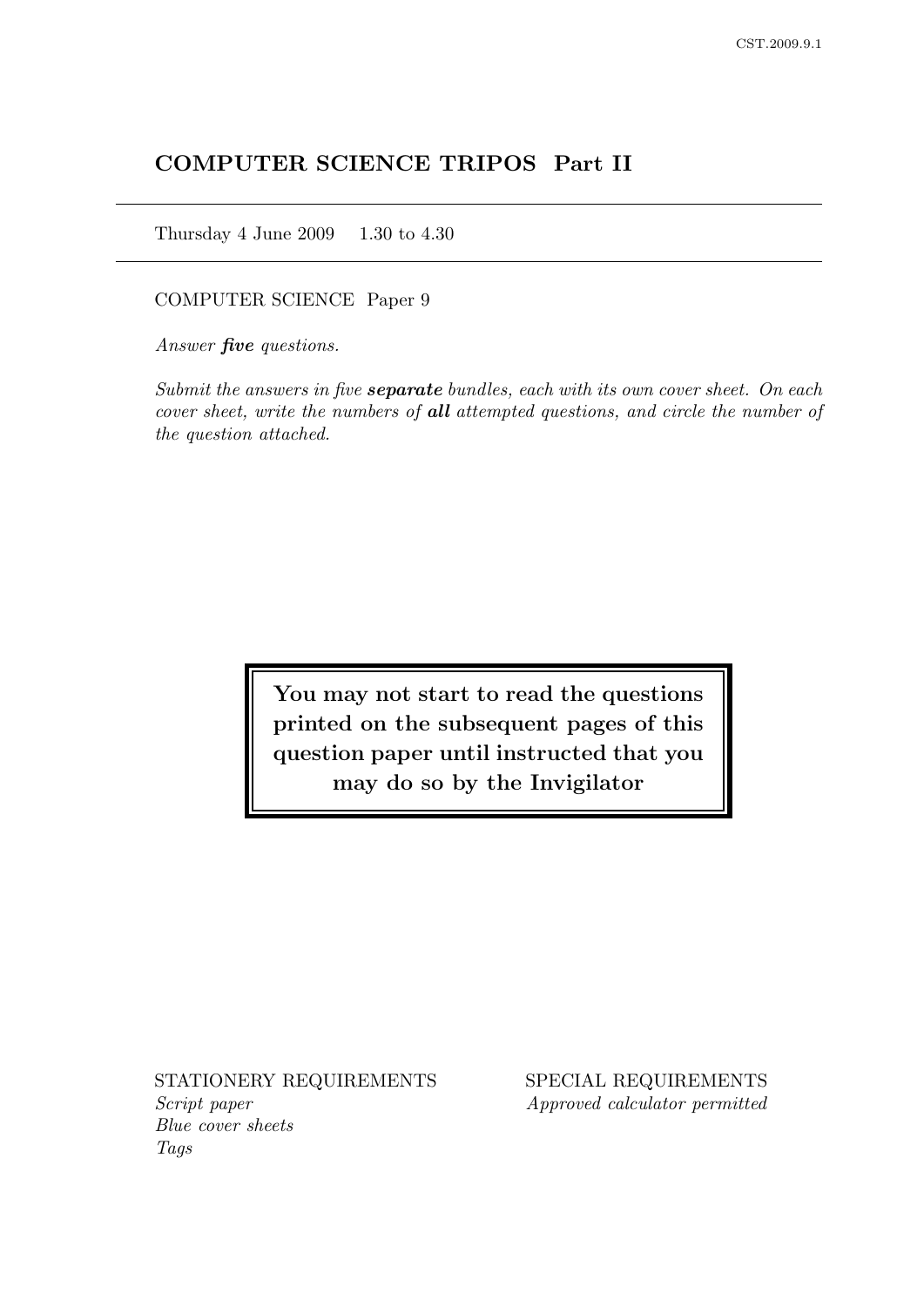# COMPUTER SCIENCE TRIPOS Part II

Thursday 4 June 2009 1.30 to 4.30

COMPUTER SCIENCE Paper 9

*Answer **five** questions.*

*Submit the answers in five **separate** bundles, each with its own cover sheet. On each cover sheet, write the numbers of **all** attempted questions, and circle the number of the question attached.*

**You may not start to read the questions printed on the subsequent pages of this question paper until instructed that you may do so by the Invigilator**

STATIONERY REQUIREMENTS

*Script paper*
*Blue cover sheets*
*Tags*

SPECIAL REQUIREMENTS

*Approved calculator permitted*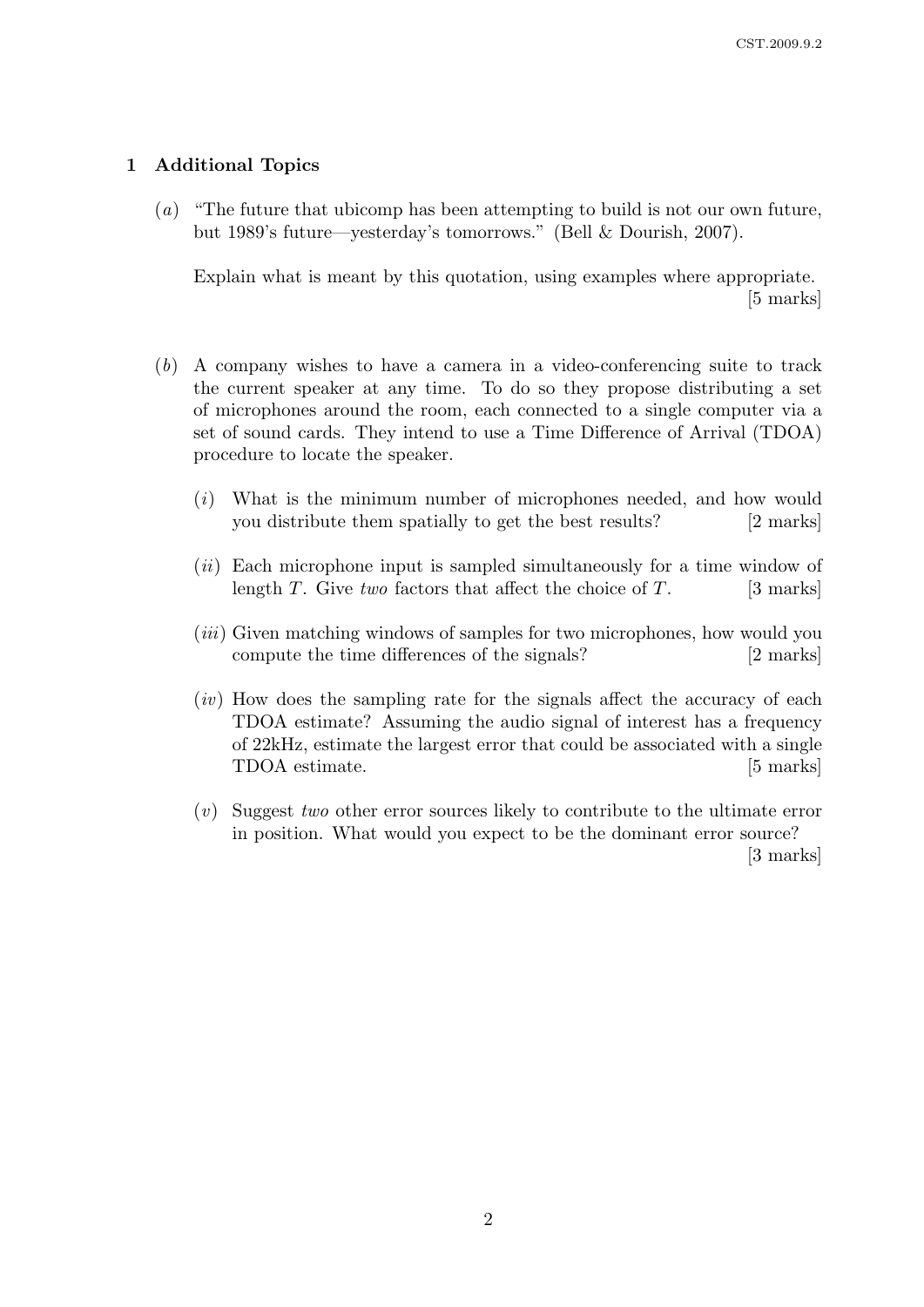## 1 Additional Topics

(*a*) "The future that ubicomp has been attempting to build is not our own future, but 1989's future—yesterday's tomorrows." (Bell & Dourish, 2007).

Explain what is meant by this quotation, using examples where appropriate. [5 marks]

(*b*) A company wishes to have a camera in a video-conferencing suite to track the current speaker at any time. To do so they propose distributing a set of microphones around the room, each connected to a single computer via a set of sound cards. They intend to use a Time Difference of Arrival (TDOA) procedure to locate the speaker.

(*i*) What is the minimum number of microphones needed, and how would you distribute them spatially to get the best results? [2 marks]

(*ii*) Each microphone input is sampled simultaneously for a time window of length $T$. Give *two* factors that affect the choice of $T$. [3 marks]

(*iii*) Given matching windows of samples for two microphones, how would you compute the time differences of the signals? [2 marks]

(*iv*) How does the sampling rate for the signals affect the accuracy of each TDOA estimate? Assuming the audio signal of interest has a frequency of 22kHz, estimate the largest error that could be associated with a single TDOA estimate. [5 marks]

(*v*) Suggest *two* other error sources likely to contribute to the ultimate error in position. What would you expect to be the dominant error source? [3 marks]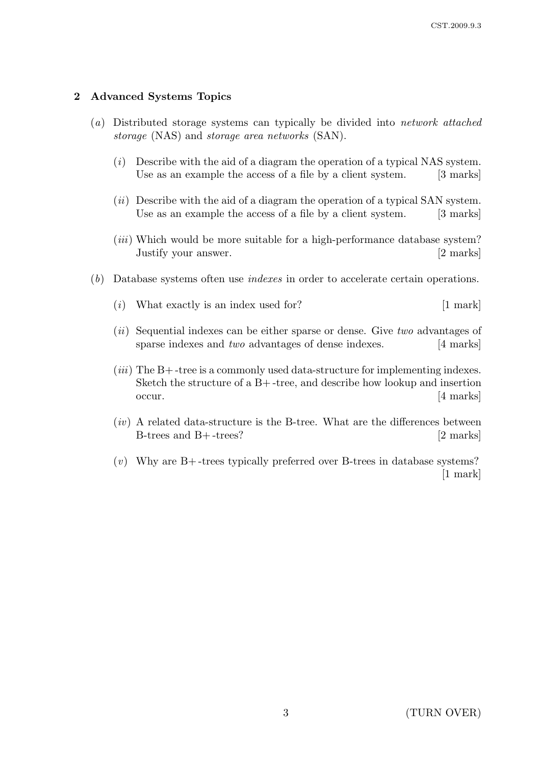## 2 Advanced Systems Topics

(*a*) Distributed storage systems can typically be divided into *network attached storage* (NAS) and *storage area networks* (SAN).

(*i*) Describe with the aid of a diagram the operation of a typical NAS system. Use as an example the access of a file by a client system. [3 marks]

(*ii*) Describe with the aid of a diagram the operation of a typical SAN system. Use as an example the access of a file by a client system. [3 marks]

(*iii*) Which would be more suitable for a high-performance database system? Justify your answer. [2 marks]

(*b*) Database systems often use *indexes* in order to accelerate certain operations.

(*i*) What exactly is an index used for? [1 mark]

(*ii*) Sequential indexes can be either sparse or dense. Give *two* advantages of sparse indexes and *two* advantages of dense indexes. [4 marks]

(*iii*) The B+-tree is a commonly used data-structure for implementing indexes. Sketch the structure of a B+-tree, and describe how lookup and insertion occur. [4 marks]

(*iv*) A related data-structure is the B-tree. What are the differences between B-trees and B+-trees? [2 marks]

(*v*) Why are B+-trees typically preferred over B-trees in database systems? [1 mark]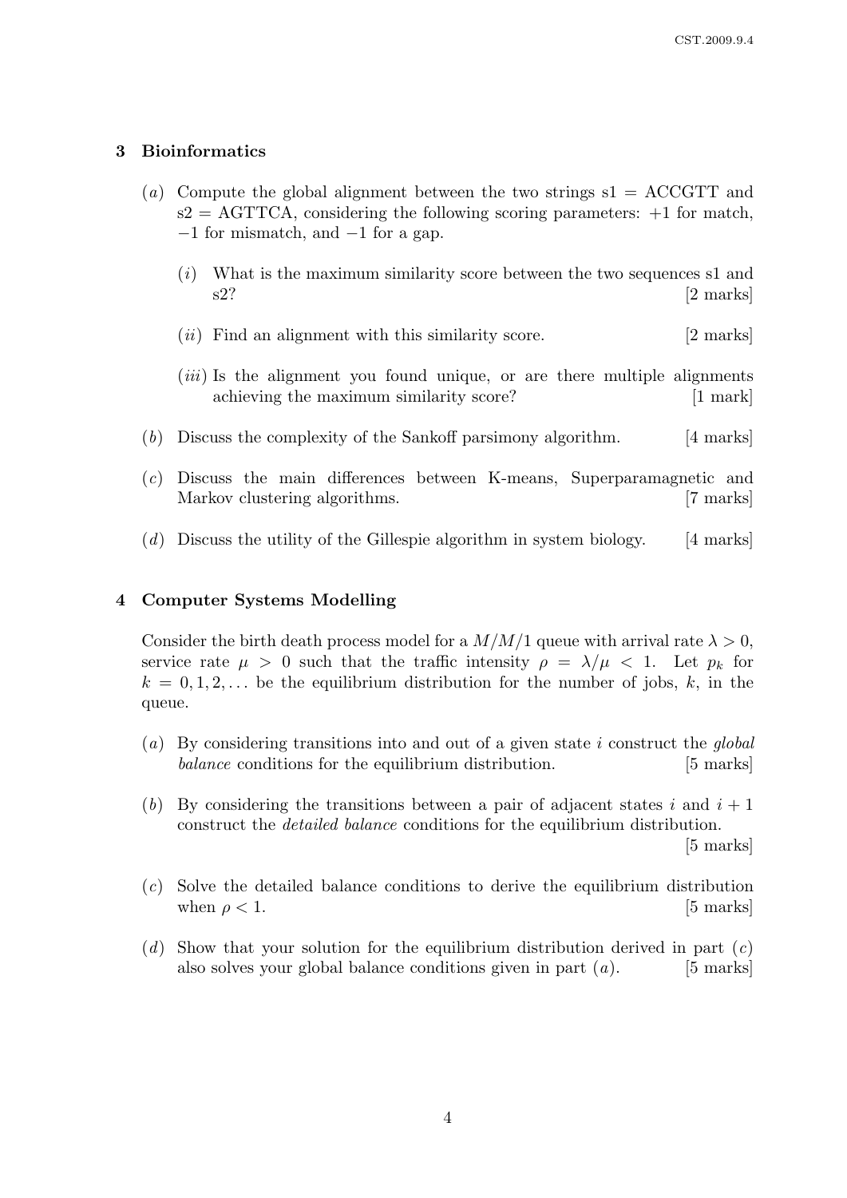## 3 Bioinformatics

(*a*) Compute the global alignment between the two strings s1 = ACCGTT and s2 = AGTTCA, considering the following scoring parameters: +1 for match, −1 for mismatch, and −1 for a gap.

(*i*) What is the maximum similarity score between the two sequences s1 and s2? [2 marks]

(*ii*) Find an alignment with this similarity score. [2 marks]

(*iii*) Is the alignment you found unique, or are there multiple alignments achieving the maximum similarity score? [1 mark]

(*b*) Discuss the complexity of the Sankoff parsimony algorithm. [4 marks]

(*c*) Discuss the main differences between K-means, Superparamagnetic and Markov clustering algorithms. [7 marks]

(*d*) Discuss the utility of the Gillespie algorithm in system biology. [4 marks]

## 4 Computer Systems Modelling

Consider the birth death process model for a $M/M/1$ queue with arrival rate $\lambda > 0$, service rate $\mu > 0$ such that the traffic intensity $\rho = \lambda/\mu < 1$. Let $p_k$ for $k = 0, 1, 2, \ldots$ be the equilibrium distribution for the number of jobs, $k$, in the queue.

(*a*) By considering transitions into and out of a given state $i$ construct the *global balance* conditions for the equilibrium distribution. [5 marks]

(*b*) By considering the transitions between a pair of adjacent states $i$ and $i + 1$ construct the *detailed balance* conditions for the equilibrium distribution. [5 marks]

(*c*) Solve the detailed balance conditions to derive the equilibrium distribution when $\rho < 1$. [5 marks]

(*d*) Show that your solution for the equilibrium distribution derived in part (*c*) also solves your global balance conditions given in part (*a*). [5 marks]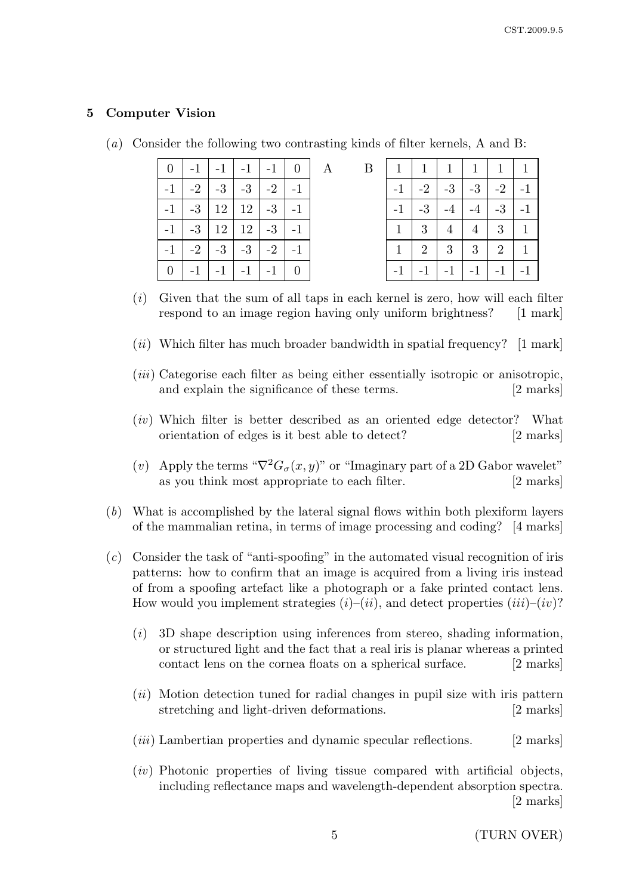## 5 Computer Vision

(*a*) Consider the following two contrasting kinds of filter kernels, A and B:

A

| | | | | | |
|---|---|---|---|---|---|
| 0 | -1 | -1 | -1 | -1 | 0 |
| -1 | -2 | -3 | -3 | -2 | -1 |
| -1 | -3 | 12 | 12 | -3 | -1 |
| -1 | -3 | 12 | 12 | -3 | -1 |
| -1 | -2 | -3 | -3 | -2 | -1 |
| 0 | -1 | -1 | -1 | -1 | 0 |

B

| | | | | | |
|---|---|---|---|---|---|
| 1 | 1 | 1 | 1 | 1 | 1 |
| -1 | -2 | -3 | -3 | -2 | -1 |
| -1 | -3 | -4 | -4 | -3 | -1 |
| 1 | 3 | 4 | 4 | 3 | 1 |
| 1 | 2 | 3 | 3 | 2 | 1 |
| -1 | -1 | -1 | -1 | -1 | -1 |

(*i*) Given that the sum of all taps in each kernel is zero, how will each filter respond to an image region having only uniform brightness? [1 mark]

(*ii*) Which filter has much broader bandwidth in spatial frequency? [1 mark]

(*iii*) Categorise each filter as being either essentially isotropic or anisotropic, and explain the significance of these terms. [2 marks]

(*iv*) Which filter is better described as an oriented edge detector? What orientation of edges is it best able to detect? [2 marks]

(*v*) Apply the terms "$\nabla^2 G_\sigma(x, y)$" or "Imaginary part of a 2D Gabor wavelet" as you think most appropriate to each filter. [2 marks]

(*b*) What is accomplished by the lateral signal flows within both plexiform layers of the mammalian retina, in terms of image processing and coding? [4 marks]

(*c*) Consider the task of "anti-spoofing" in the automated visual recognition of iris patterns: how to confirm that an image is acquired from a living iris instead of from a spoofing artefact like a photograph or a fake printed contact lens. How would you implement strategies (*i*)–(*ii*), and detect properties (*iii*)–(*iv*)?

(*i*) 3D shape description using inferences from stereo, shading information, or structured light and the fact that a real iris is planar whereas a printed contact lens on the cornea floats on a spherical surface. [2 marks]

(*ii*) Motion detection tuned for radial changes in pupil size with iris pattern stretching and light-driven deformations. [2 marks]

(*iii*) Lambertian properties and dynamic specular reflections. [2 marks]

(*iv*) Photonic properties of living tissue compared with artificial objects, including reflectance maps and wavelength-dependent absorption spectra. [2 marks]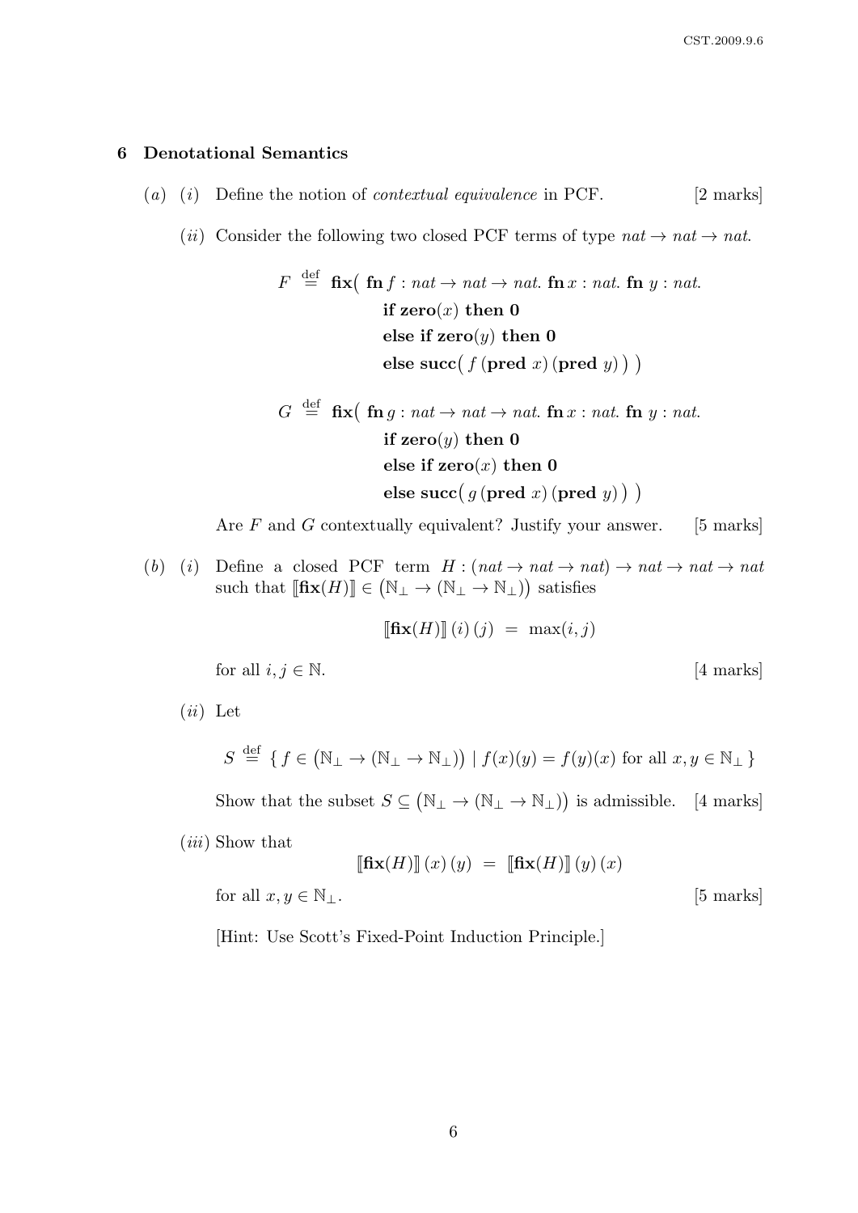## 6 Denotational Semantics

(*a*) (*i*) Define the notion of *contextual equivalence* in PCF. [2 marks]

(*ii*) Consider the following two closed PCF terms of type $nat \to nat \to nat$.

$$
\begin{aligned}
F \stackrel{\text{def}}{=} \ & \mathbf{fix}\big(\ \mathbf{fn}\, f : nat \to nat \to nat.\ \mathbf{fn}\, x : nat.\ \mathbf{fn}\ y : nat. \\
& \quad \mathbf{if\ zero}(x)\ \mathbf{then\ 0} \\
& \quad \mathbf{else\ if\ zero}(y)\ \mathbf{then\ 0} \\
& \quad \mathbf{else\ succ}\big(\ f\,(\mathbf{pred}\ x)\,(\mathbf{pred}\ y)\,\big)\ \big)
\end{aligned}
$$

$$
\begin{aligned}
G \stackrel{\text{def}}{=} \ & \mathbf{fix}\big(\ \mathbf{fn}\, g : nat \to nat \to nat.\ \mathbf{fn}\, x : nat.\ \mathbf{fn}\ y : nat. \\
& \quad \mathbf{if\ zero}(y)\ \mathbf{then\ 0} \\
& \quad \mathbf{else\ if\ zero}(x)\ \mathbf{then\ 0} \\
& \quad \mathbf{else\ succ}\big(\ g\,(\mathbf{pred}\ x)\,(\mathbf{pred}\ y)\,\big)\ \big)
\end{aligned}
$$

Are $F$ and $G$ contextually equivalent? Justify your answer. [5 marks]

(*b*) (*i*) Define a closed PCF term $H : (nat \to nat \to nat) \to nat \to nat \to nat$ such that $[\![\mathbf{fix}(H)]\!] \in \big(\mathbb{N}_\perp \to (\mathbb{N}_\perp \to \mathbb{N}_\perp)\big)$ satisfies

$$[\![\mathbf{fix}(H)]\!]\,(i)\,(j) \ = \ \max(i, j)$$

for all $i, j \in \mathbb{N}$. [4 marks]

(*ii*) Let

$$S \stackrel{\text{def}}{=} \{\, f \in \big(\mathbb{N}_\perp \to (\mathbb{N}_\perp \to \mathbb{N}_\perp)\big) \mid f(x)(y) = f(y)(x) \text{ for all } x, y \in \mathbb{N}_\perp \,\}$$

Show that the subset $S \subseteq \big(\mathbb{N}_\perp \to (\mathbb{N}_\perp \to \mathbb{N}_\perp)\big)$ is admissible. [4 marks]

(*iii*) Show that

$$[\![\mathbf{fix}(H)]\!]\,(x)\,(y) \ = \ [\![\mathbf{fix}(H)]\!]\,(y)\,(x)$$

for all $x, y \in \mathbb{N}_\perp$. [5 marks]

[Hint: Use Scott's Fixed-Point Induction Principle.]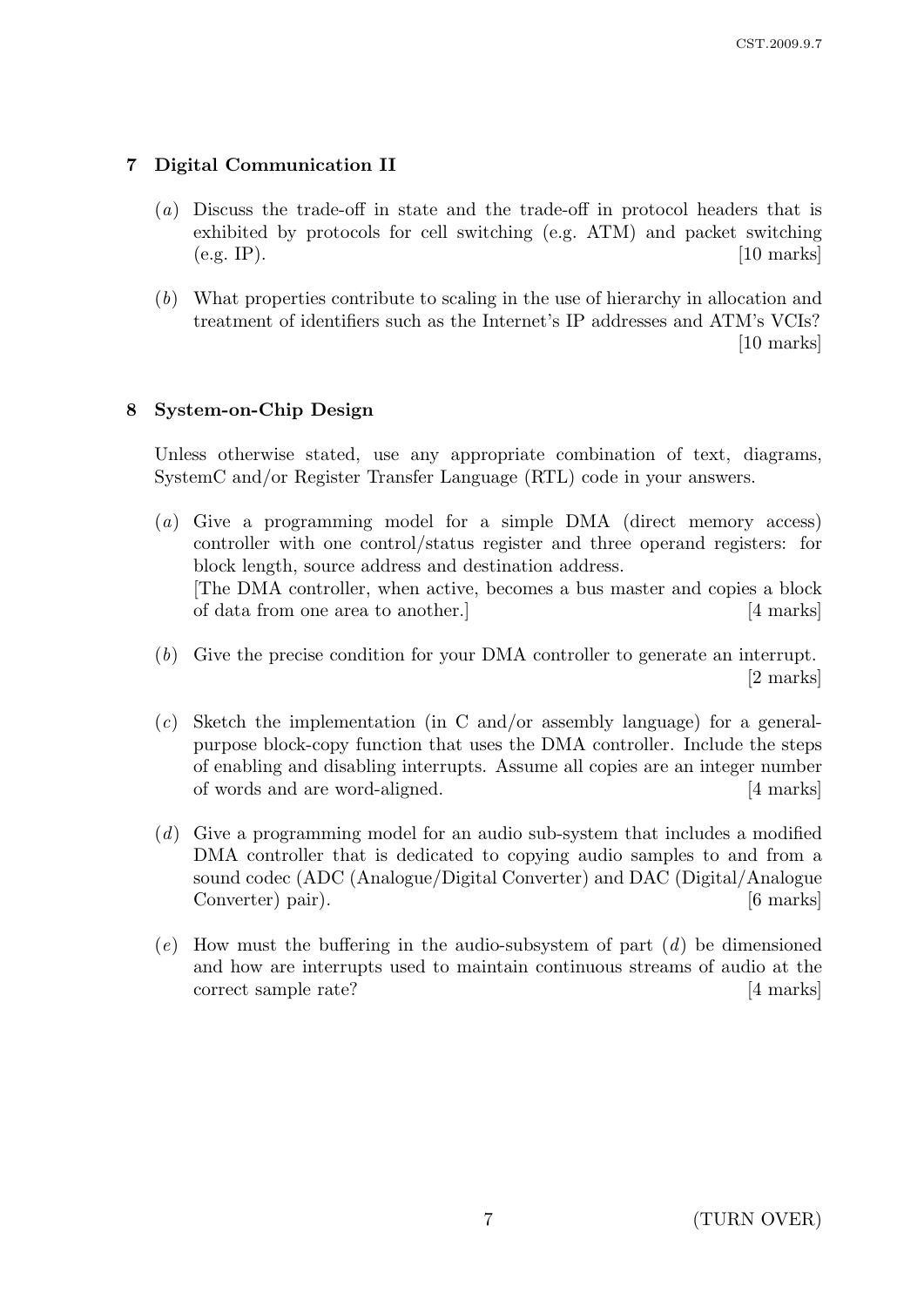## 7 Digital Communication II

(*a*) Discuss the trade-off in state and the trade-off in protocol headers that is exhibited by protocols for cell switching (e.g. ATM) and packet switching (e.g. IP). [10 marks]

(*b*) What properties contribute to scaling in the use of hierarchy in allocation and treatment of identifiers such as the Internet's IP addresses and ATM's VCIs? [10 marks]

## 8 System-on-Chip Design

Unless otherwise stated, use any appropriate combination of text, diagrams, SystemC and/or Register Transfer Language (RTL) code in your answers.

(*a*) Give a programming model for a simple DMA (direct memory access) controller with one control/status register and three operand registers: for block length, source address and destination address.
[The DMA controller, when active, becomes a bus master and copies a block of data from one area to another.] [4 marks]

(*b*) Give the precise condition for your DMA controller to generate an interrupt. [2 marks]

(*c*) Sketch the implementation (in C and/or assembly language) for a general-purpose block-copy function that uses the DMA controller. Include the steps of enabling and disabling interrupts. Assume all copies are an integer number of words and are word-aligned. [4 marks]

(*d*) Give a programming model for an audio sub-system that includes a modified DMA controller that is dedicated to copying audio samples to and from a sound codec (ADC (Analogue/Digital Converter) and DAC (Digital/Analogue Converter) pair). [6 marks]

(*e*) How must the buffering in the audio-subsystem of part (*d*) be dimensioned and how are interrupts used to maintain continuous streams of audio at the correct sample rate? [4 marks]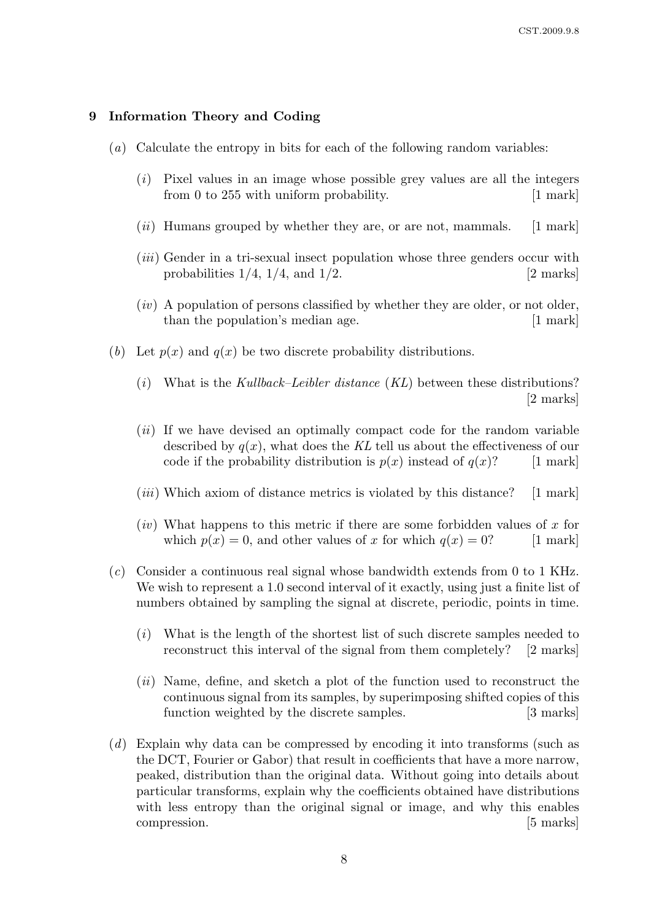## 9 Information Theory and Coding

(*a*) Calculate the entropy in bits for each of the following random variables:

(*i*) Pixel values in an image whose possible grey values are all the integers from 0 to 255 with uniform probability. [1 mark]

(*ii*) Humans grouped by whether they are, or are not, mammals. [1 mark]

(*iii*) Gender in a tri-sexual insect population whose three genders occur with probabilities 1/4, 1/4, and 1/2. [2 marks]

(*iv*) A population of persons classified by whether they are older, or not older, than the population's median age. [1 mark]

(*b*) Let $p(x)$ and $q(x)$ be two discrete probability distributions.

(*i*) What is the *Kullback–Leibler distance* (*KL*) between these distributions? [2 marks]

(*ii*) If we have devised an optimally compact code for the random variable described by $q(x)$, what does the *KL* tell us about the effectiveness of our code if the probability distribution is $p(x)$ instead of $q(x)$? [1 mark]

(*iii*) Which axiom of distance metrics is violated by this distance? [1 mark]

(*iv*) What happens to this metric if there are some forbidden values of $x$ for which $p(x) = 0$, and other values of $x$ for which $q(x) = 0$? [1 mark]

(*c*) Consider a continuous real signal whose bandwidth extends from 0 to 1 KHz. We wish to represent a 1.0 second interval of it exactly, using just a finite list of numbers obtained by sampling the signal at discrete, periodic, points in time.

(*i*) What is the length of the shortest list of such discrete samples needed to reconstruct this interval of the signal from them completely? [2 marks]

(*ii*) Name, define, and sketch a plot of the function used to reconstruct the continuous signal from its samples, by superimposing shifted copies of this function weighted by the discrete samples. [3 marks]

(*d*) Explain why data can be compressed by encoding it into transforms (such as the DCT, Fourier or Gabor) that result in coefficients that have a more narrow, peaked, distribution than the original data. Without going into details about particular transforms, explain why the coefficients obtained have distributions with less entropy than the original signal or image, and why this enables compression. [5 marks]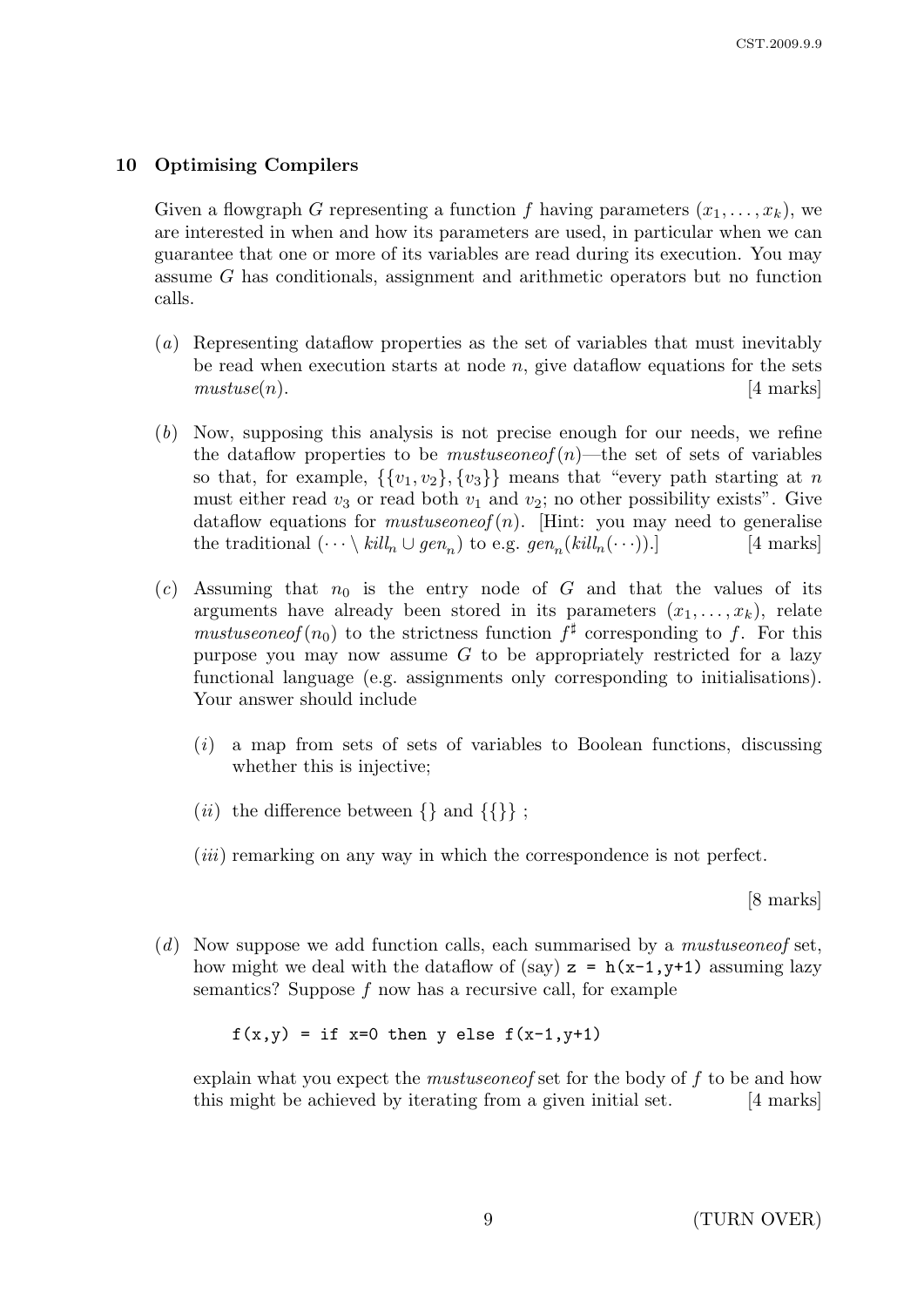## 10 Optimising Compilers

Given a flowgraph $G$ representing a function $f$ having parameters $(x_1, \ldots, x_k)$, we are interested in when and how its parameters are used, in particular when we can guarantee that one or more of its variables are read during its execution. You may assume $G$ has conditionals, assignment and arithmetic operators but no function calls.

(*a*) Representing dataflow properties as the set of variables that must inevitably be read when execution starts at node $n$, give dataflow equations for the sets $mustuse(n)$. [4 marks]

(*b*) Now, supposing this analysis is not precise enough for our needs, we refine the dataflow properties to be $mustuseoneof(n)$—the set of sets of variables so that, for example, $\{\{v_1, v_2\}, \{v_3\}\}$ means that "every path starting at $n$ must either read $v_3$ or read both $v_1$ and $v_2$; no other possibility exists". Give dataflow equations for $mustuseoneof(n)$. [Hint: you may need to generalise the traditional $(\cdots \setminus kill_n \cup gen_n)$ to e.g. $gen_n(kill_n(\cdots))$.] [4 marks]

(*c*) Assuming that $n_0$ is the entry node of $G$ and that the values of its arguments have already been stored in its parameters $(x_1, \ldots, x_k)$, relate $mustuseoneof(n_0)$ to the strictness function $f^\sharp$ corresponding to $f$. For this purpose you may now assume $G$ to be appropriately restricted for a lazy functional language (e.g. assignments only corresponding to initialisations). Your answer should include

(*i*) a map from sets of sets of variables to Boolean functions, discussing whether this is injective;

(*ii*) the difference between $\{\}$ and $\{\{\}\}$ ;

(*iii*) remarking on any way in which the correspondence is not perfect.

[8 marks]

(*d*) Now suppose we add function calls, each summarised by a *mustuseoneof* set, how might we deal with the dataflow of (say) `z = h(x-1,y+1)` assuming lazy semantics? Suppose $f$ now has a recursive call, for example

```
f(x,y) = if x=0 then y else f(x-1,y+1)
```

explain what you expect the *mustuseoneof* set for the body of $f$ to be and how this might be achieved by iterating from a given initial set. [4 marks]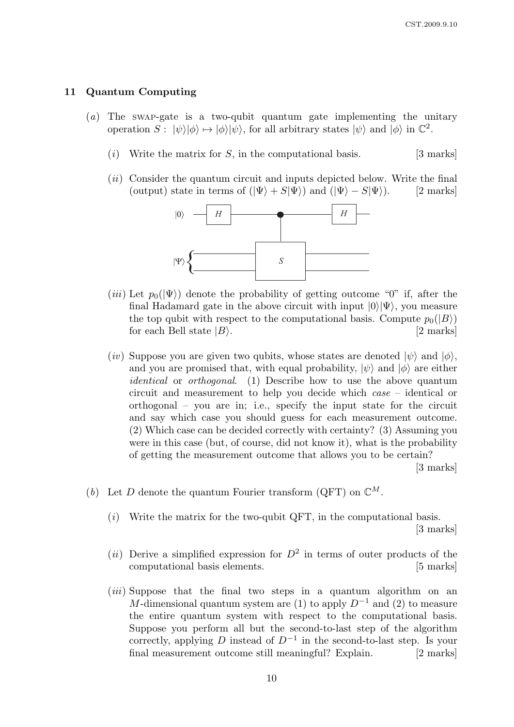## 11 Quantum Computing

(*a*) The SWAP-gate is a two-qubit quantum gate implementing the unitary operation $S: |\psi\rangle|\phi\rangle \mapsto |\phi\rangle|\psi\rangle$, for all arbitrary states $|\psi\rangle$ and $|\phi\rangle$ in $\mathbb{C}^2$.

(*i*) Write the matrix for $S$, in the computational basis. [3 marks]

(*ii*) Consider the quantum circuit and inputs depicted below. Write the final (output) state in terms of $(|\Psi\rangle + S|\Psi\rangle)$ and $(|\Psi\rangle - S|\Psi\rangle)$. [2 marks]

(*iii*) Let $p_0(|\Psi\rangle)$ denote the probability of getting outcome "0" if, after the final Hadamard gate in the above circuit with input $|0\rangle|\Psi\rangle$, you measure the top qubit with respect to the computational basis. Compute $p_0(|B\rangle)$ for each Bell state $|B\rangle$. [2 marks]

(*iv*) Suppose you are given two qubits, whose states are denoted $|\psi\rangle$ and $|\phi\rangle$, and you are promised that, with equal probability, $|\psi\rangle$ and $|\phi\rangle$ are either *identical* or *orthogonal*. (1) Describe how to use the above quantum circuit and measurement to help you decide which *case* – identical or orthogonal – you are in; i.e., specify the input state for the circuit and say which case you should guess for each measurement outcome. (2) Which case can be decided correctly with certainty? (3) Assuming you were in this case (but, of course, did not know it), what is the probability of getting the measurement outcome that allows you to be certain? [3 marks]

(*b*) Let $D$ denote the quantum Fourier transform (QFT) on $\mathbb{C}^M$.

(*i*) Write the matrix for the two-qubit QFT, in the computational basis. [3 marks]

(*ii*) Derive a simplified expression for $D^2$ in terms of outer products of the computational basis elements. [5 marks]

(*iii*) Suppose that the final two steps in a quantum algorithm on an $M$-dimensional quantum system are (1) to apply $D^{-1}$ and (2) to measure the entire quantum system with respect to the computational basis. Suppose you perform all but the second-to-last step of the algorithm correctly, applying $D$ instead of $D^{-1}$ in the second-to-last step. Is your final measurement outcome still meaningful? Explain. [2 marks]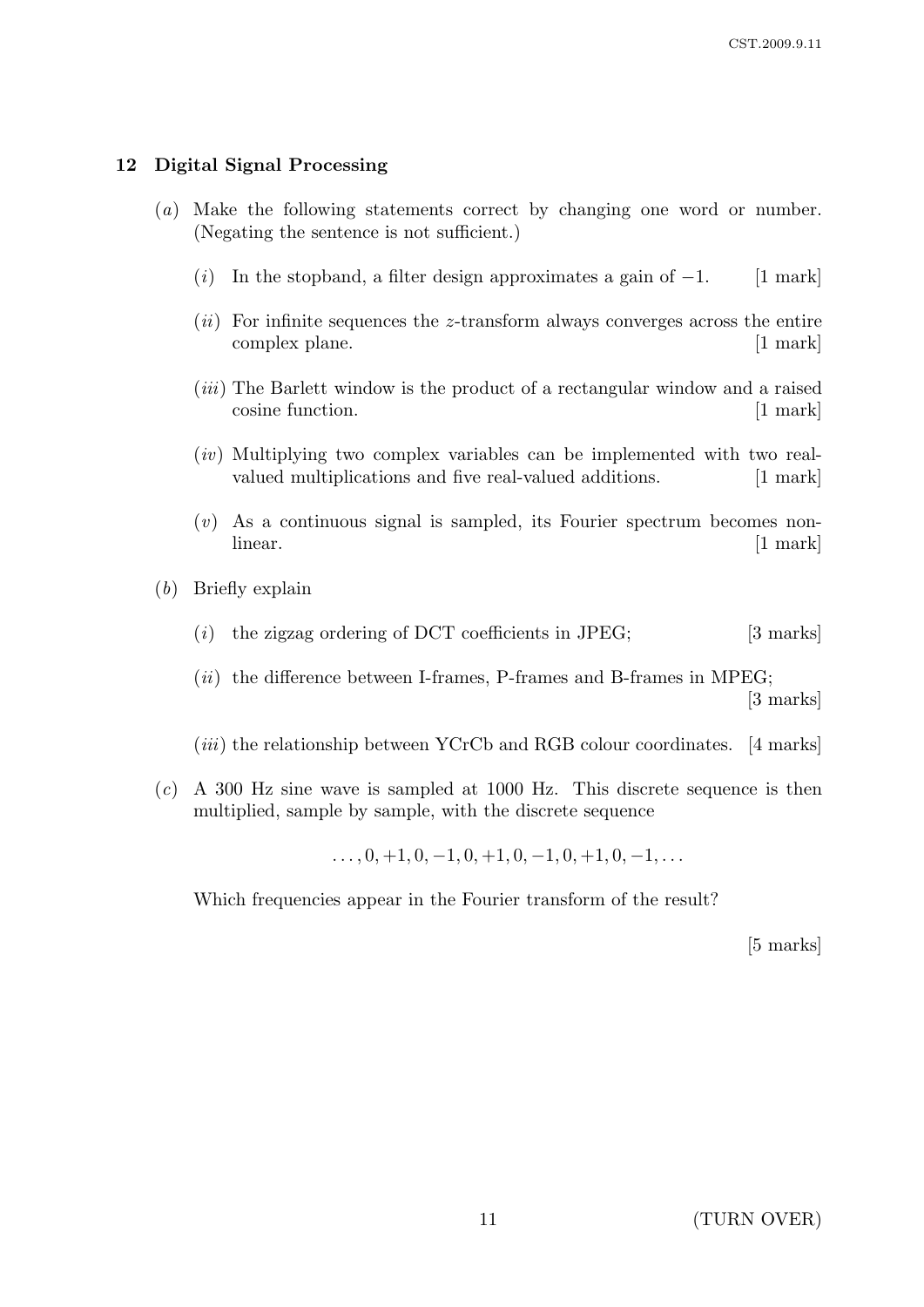## 12 Digital Signal Processing

(*a*) Make the following statements correct by changing one word or number. (Negating the sentence is not sufficient.)

(*i*) In the stopband, a filter design approximates a gain of $-1$. [1 mark]

(*ii*) For infinite sequences the $z$-transform always converges across the entire complex plane. [1 mark]

(*iii*) The Barlett window is the product of a rectangular window and a raised cosine function. [1 mark]

(*iv*) Multiplying two complex variables can be implemented with two real-valued multiplications and five real-valued additions. [1 mark]

(*v*) As a continuous signal is sampled, its Fourier spectrum becomes non-linear. [1 mark]

(*b*) Briefly explain

(*i*) the zigzag ordering of DCT coefficients in JPEG; [3 marks]

(*ii*) the difference between I-frames, P-frames and B-frames in MPEG; [3 marks]

(*iii*) the relationship between YCrCb and RGB colour coordinates. [4 marks]

(*c*) A 300 Hz sine wave is sampled at 1000 Hz. This discrete sequence is then multiplied, sample by sample, with the discrete sequence

$$\ldots, 0, +1, 0, -1, 0, +1, 0, -1, 0, +1, 0, -1, \ldots$$

Which frequencies appear in the Fourier transform of the result?

[5 marks]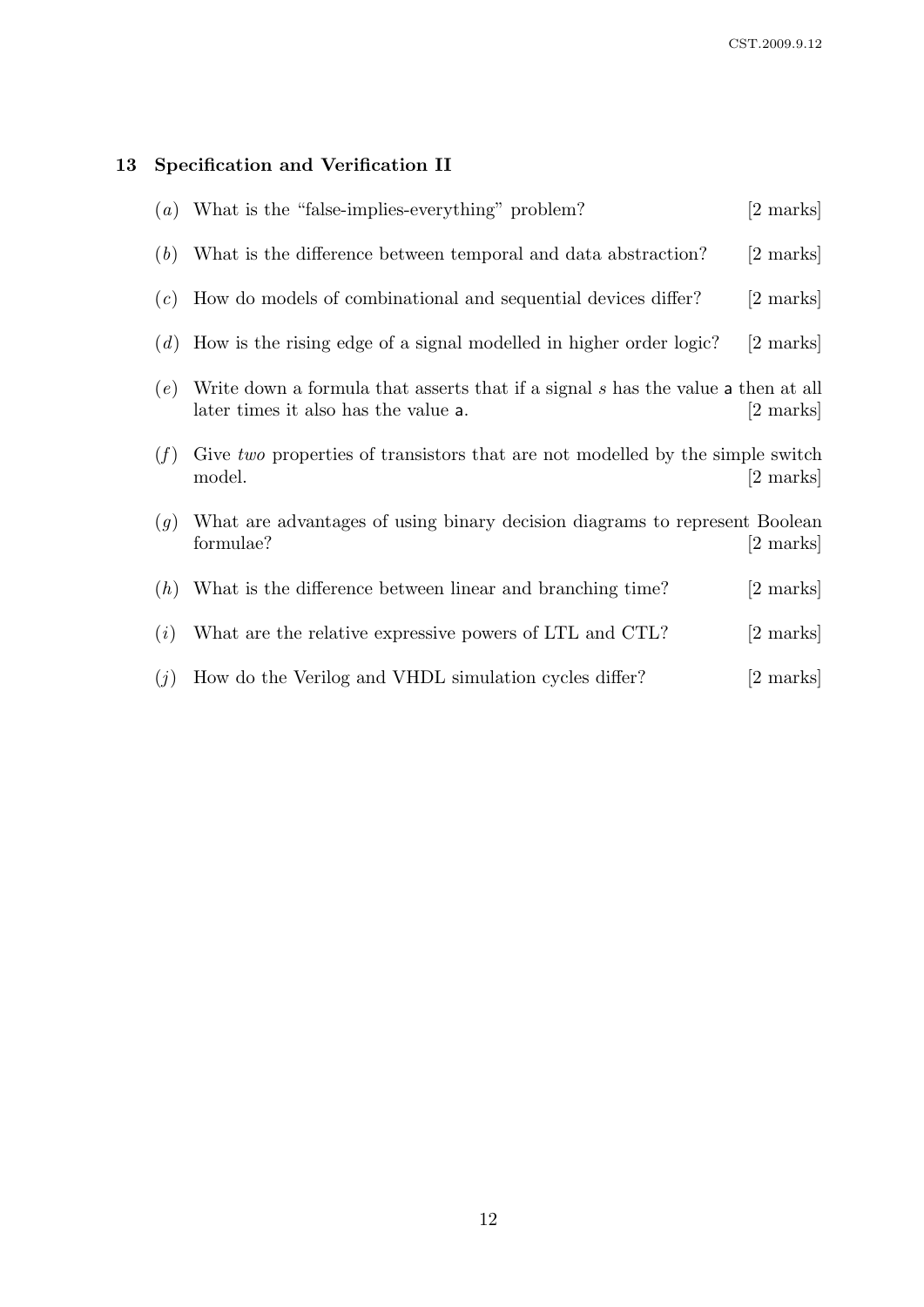## 13 Specification and Verification II

(*a*) What is the "false-implies-everything" problem? [2 marks]

(*b*) What is the difference between temporal and data abstraction? [2 marks]

(*c*) How do models of combinational and sequential devices differ? [2 marks]

(*d*) How is the rising edge of a signal modelled in higher order logic? [2 marks]

(*e*) Write down a formula that asserts that if a signal $s$ has the value a then at all later times it also has the value a. [2 marks]

(*f*) Give *two* properties of transistors that are not modelled by the simple switch model. [2 marks]

(*g*) What are advantages of using binary decision diagrams to represent Boolean formulae? [2 marks]

(*h*) What is the difference between linear and branching time? [2 marks]

(*i*) What are the relative expressive powers of LTL and CTL? [2 marks]

(*j*) How do the Verilog and VHDL simulation cycles differ? [2 marks]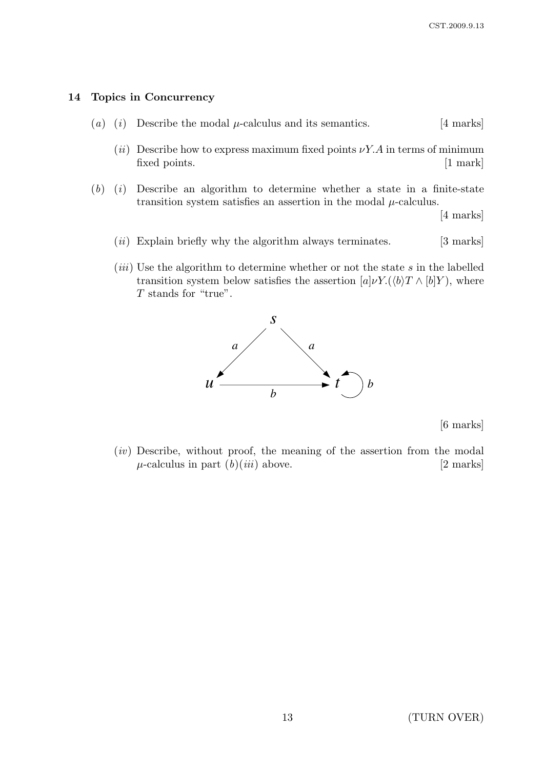## 14 Topics in Concurrency

(*a*) (*i*) Describe the modal $\mu$-calculus and its semantics. [4 marks]

(*ii*) Describe how to express maximum fixed points $\nu Y.A$ in terms of minimum fixed points. [1 mark]

(*b*) (*i*) Describe an algorithm to determine whether a state in a finite-state transition system satisfies an assertion in the modal $\mu$-calculus. [4 marks]

(*ii*) Explain briefly why the algorithm always terminates. [3 marks]

(*iii*) Use the algorithm to determine whether or not the state $s$ in the labelled transition system below satisfies the assertion $[a]\nu Y.(\langle b \rangle T \wedge [b]Y)$, where $T$ stands for "true".

[6 marks]

(*iv*) Describe, without proof, the meaning of the assertion from the modal $\mu$-calculus in part (*b*)(*iii*) above. [2 marks]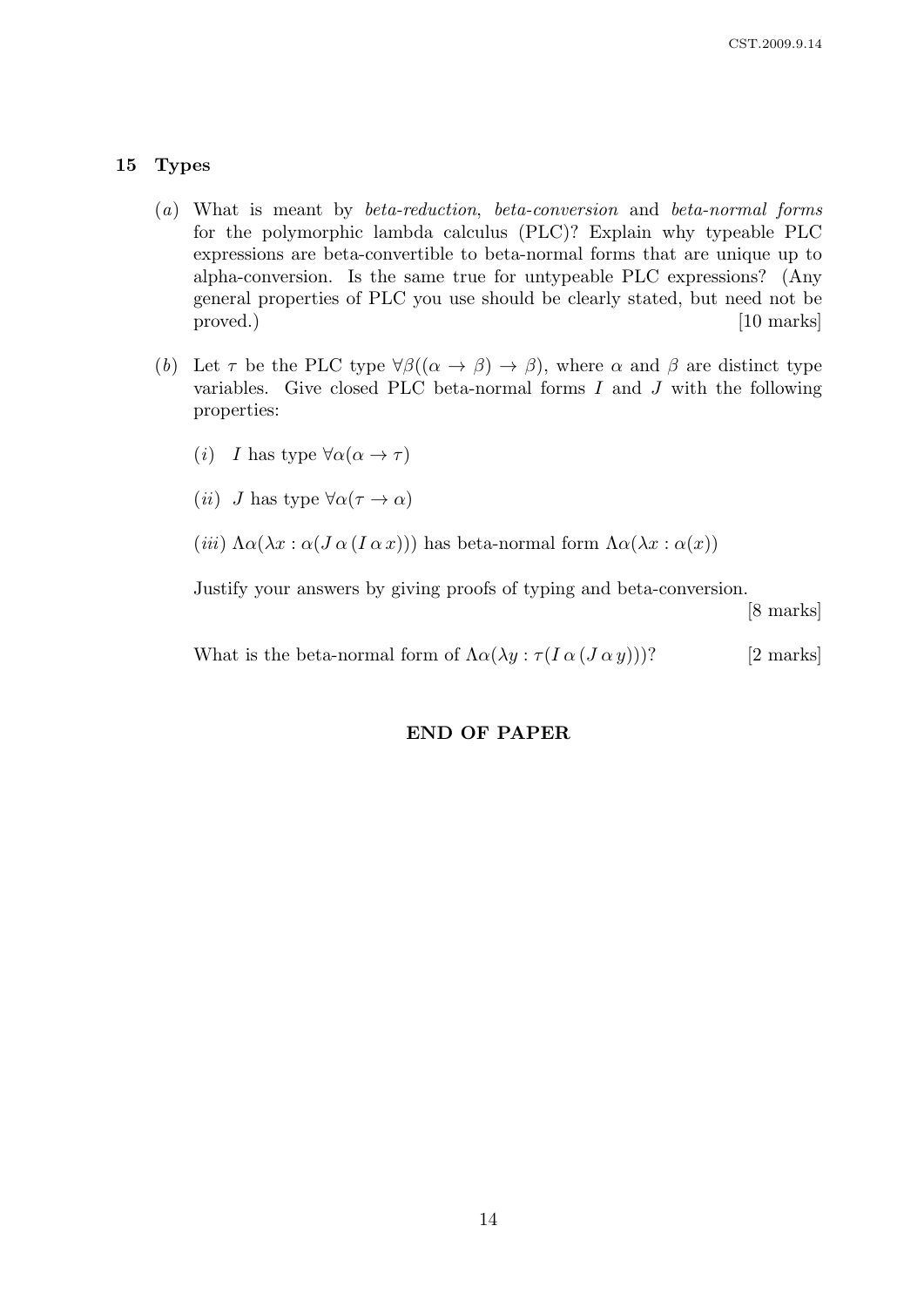## 15 Types

(*a*) What is meant by *beta-reduction*, *beta-conversion* and *beta-normal forms* for the polymorphic lambda calculus (PLC)? Explain why typeable PLC expressions are beta-convertible to beta-normal forms that are unique up to alpha-conversion. Is the same true for untypeable PLC expressions? (Any general properties of PLC you use should be clearly stated, but need not be proved.) [10 marks]

(*b*) Let $\tau$ be the PLC type $\forall \beta((\alpha \to \beta) \to \beta)$, where $\alpha$ and $\beta$ are distinct type variables. Give closed PLC beta-normal forms $I$ and $J$ with the following properties:

(*i*) $I$ has type $\forall \alpha(\alpha \to \tau)$

(*ii*) $J$ has type $\forall \alpha(\tau \to \alpha)$

(*iii*) $\Lambda \alpha(\lambda x : \alpha(J\, \alpha\, (I\, \alpha\, x)))$ has beta-normal form $\Lambda \alpha(\lambda x : \alpha(x))$

Justify your answers by giving proofs of typing and beta-conversion. [8 marks]

What is the beta-normal form of $\Lambda \alpha(\lambda y : \tau(I\, \alpha\, (J\, \alpha\, y)))$? [2 marks]

**END OF PAPER**